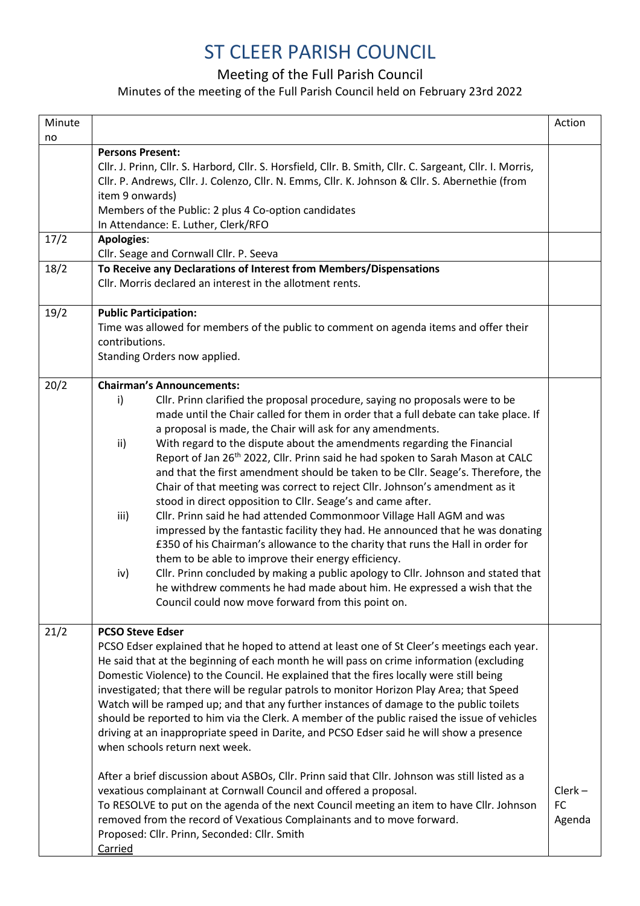# ST CLEER PARISH COUNCIL

## Meeting of the Full Parish Council

### Minutes of the meeting of the Full Parish Council held on February 23rd 2022

| Minute no | | Action |
|---|---|---|
| | **Persons Present:**<br>Cllr. J. Prinn, Cllr. S. Harbord, Cllr. S. Horsfield, Cllr. B. Smith, Cllr. C. Sargeant, Cllr. I. Morris, Cllr. P. Andrews, Cllr. J. Colenzo, Cllr. N. Emms, Cllr. K. Johnson & Cllr. S. Abernethie (from item 9 onwards)<br>Members of the Public: 2 plus 4 Co-option candidates<br>In Attendance: E. Luther, Clerk/RFO | |
| 17/2 | **Apologies**:<br>Cllr. Seage and Cornwall Cllr. P. Seeva | |
| 18/2 | **To Receive any Declarations of Interest from Members/Dispensations**<br>Cllr. Morris declared an interest in the allotment rents. | |
| 19/2 | **Public Participation:**<br>Time was allowed for members of the public to comment on agenda items and offer their contributions.<br>Standing Orders now applied. | |
| 20/2 | **Chairman's Announcements:**<br>i) Cllr. Prinn clarified the proposal procedure, saying no proposals were to be made until the Chair called for them in order that a full debate can take place. If a proposal is made, the Chair will ask for any amendments.<br>ii) With regard to the dispute about the amendments regarding the Financial Report of Jan 26th 2022, Cllr. Prinn said he had spoken to Sarah Mason at CALC and that the first amendment should be taken to be Cllr. Seage's. Therefore, the Chair of that meeting was correct to reject Cllr. Johnson's amendment as it stood in direct opposition to Cllr. Seage's and came after.<br>iii) Cllr. Prinn said he had attended Commonmoor Village Hall AGM and was impressed by the fantastic facility they had. He announced that he was donating £350 of his Chairman's allowance to the charity that runs the Hall in order for them to be able to improve their energy efficiency.<br>iv) Cllr. Prinn concluded by making a public apology to Cllr. Johnson and stated that he withdrew comments he had made about him. He expressed a wish that the Council could now move forward from this point on. | |
| 21/2 | **PCSO Steve Edser**<br>PCSO Edser explained that he hoped to attend at least one of St Cleer's meetings each year. He said that at the beginning of each month he will pass on crime information (excluding Domestic Violence) to the Council. He explained that the fires locally were still being investigated; that there will be regular patrols to monitor Horizon Play Area; that Speed Watch will be ramped up; and that any further instances of damage to the public toilets should be reported to him via the Clerk. A member of the public raised the issue of vehicles driving at an inappropriate speed in Darite, and PCSO Edser said he will show a presence when schools return next week.<br><br>After a brief discussion about ASBOs, Cllr. Prinn said that Cllr. Johnson was still listed as a vexatious complainant at Cornwall Council and offered a proposal.<br>To RESOLVE to put on the agenda of the next Council meeting an item to have Cllr. Johnson removed from the record of Vexatious Complainants and to move forward.<br>Proposed: Cllr. Prinn, Seconded: Cllr. Smith<br><u>Carried</u> | Clerk – FC Agenda |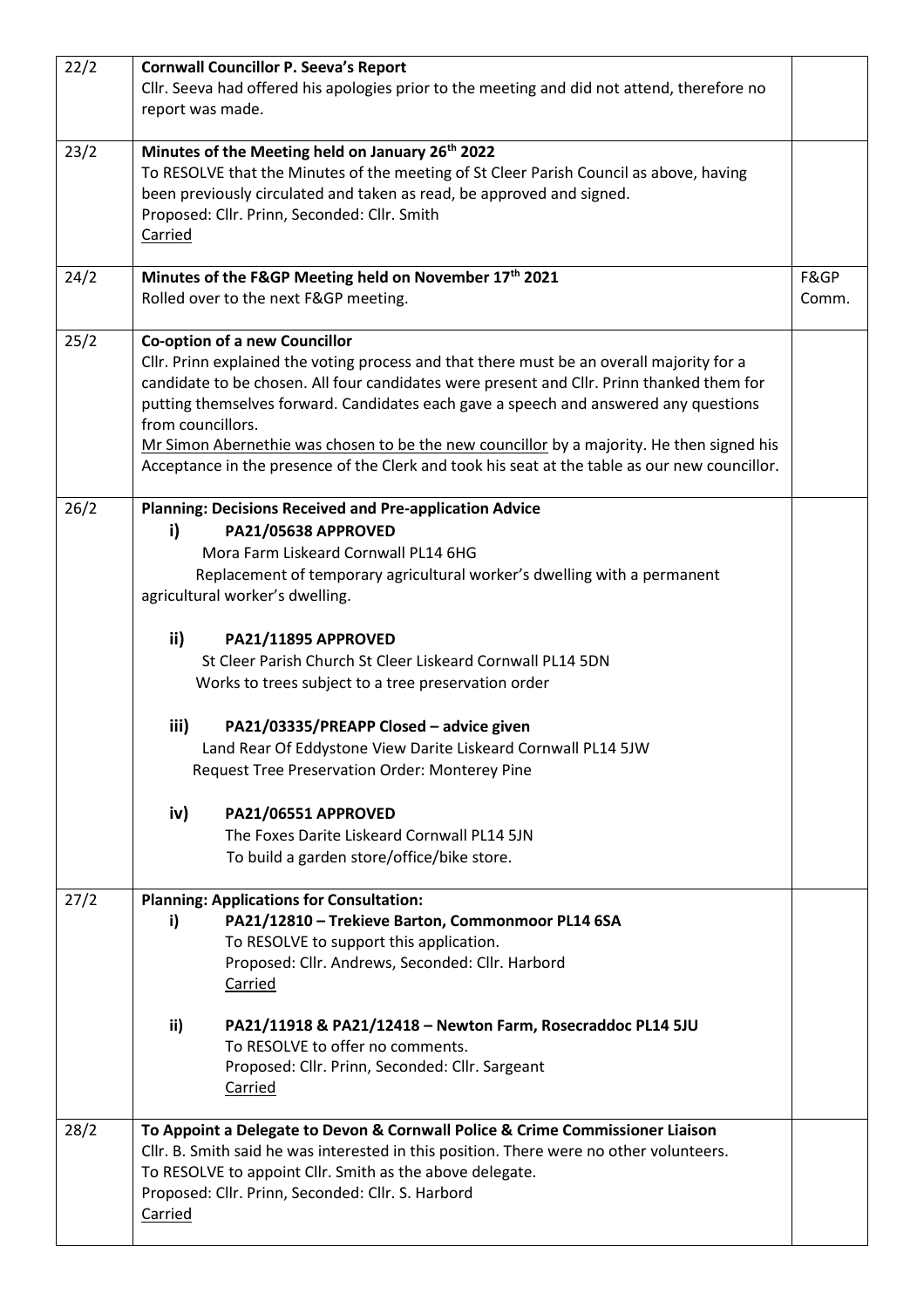| | | |
|---|---|---|
| 22/2 | **Cornwall Councillor P. Seeva's Report**<br>Cllr. Seeva had offered his apologies prior to the meeting and did not attend, therefore no report was made. | |
| 23/2 | **Minutes of the Meeting held on January 26th 2022**<br>To RESOLVE that the Minutes of the meeting of St Cleer Parish Council as above, having been previously circulated and taken as read, be approved and signed.<br>Proposed: Cllr. Prinn, Seconded: Cllr. Smith<br>Carried | |
| 24/2 | **Minutes of the F&GP Meeting held on November 17th 2021**<br>Rolled over to the next F&GP meeting. | F&GP Comm. |
| 25/2 | **Co-option of a new Councillor**<br>Cllr. Prinn explained the voting process and that there must be an overall majority for a candidate to be chosen. All four candidates were present and Cllr. Prinn thanked them for putting themselves forward. Candidates each gave a speech and answered any questions from councillors.<br>Mr Simon Abernethie was chosen to be the new councillor by a majority. He then signed his Acceptance in the presence of the Clerk and took his seat at the table as our new councillor. | |
| 26/2 | **Planning: Decisions Received and Pre-application Advice**<br>**i) PA21/05638 APPROVED**<br>Mora Farm Liskeard Cornwall PL14 6HG<br>Replacement of temporary agricultural worker's dwelling with a permanent agricultural worker's dwelling.<br><br>**ii) PA21/11895 APPROVED**<br>St Cleer Parish Church St Cleer Liskeard Cornwall PL14 5DN<br>Works to trees subject to a tree preservation order<br><br>**iii) PA21/03335/PREAPP Closed – advice given**<br>Land Rear Of Eddystone View Darite Liskeard Cornwall PL14 5JW<br>Request Tree Preservation Order: Monterey Pine<br><br>**iv) PA21/06551 APPROVED**<br>The Foxes Darite Liskeard Cornwall PL14 5JN<br>To build a garden store/office/bike store. | |
| 27/2 | **Planning: Applications for Consultation:**<br>**i) PA21/12810 – Trekieve Barton, Commonmoor PL14 6SA**<br>To RESOLVE to support this application.<br>Proposed: Cllr. Andrews, Seconded: Cllr. Harbord<br>Carried<br><br>**ii) PA21/11918 & PA21/12418 – Newton Farm, Rosecraddoc PL14 5JU**<br>To RESOLVE to offer no comments.<br>Proposed: Cllr. Prinn, Seconded: Cllr. Sargeant<br>Carried | |
| 28/2 | **To Appoint a Delegate to Devon & Cornwall Police & Crime Commissioner Liaison**<br>Cllr. B. Smith said he was interested in this position. There were no other volunteers.<br>To RESOLVE to appoint Cllr. Smith as the above delegate.<br>Proposed: Cllr. Prinn, Seconded: Cllr. S. Harbord<br>Carried | |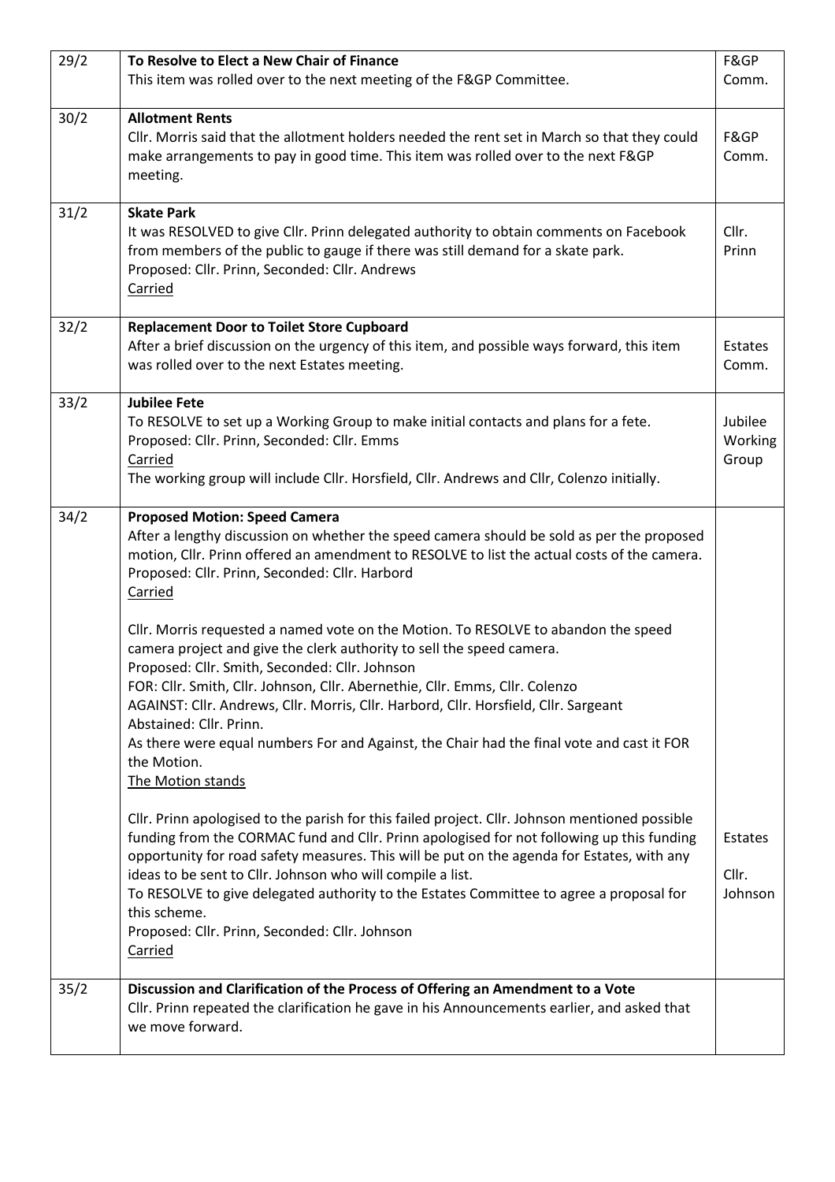| | | |
|---|---|---|
| 29/2 | **To Resolve to Elect a New Chair of Finance**<br>This item was rolled over to the next meeting of the F&GP Committee. | F&GP Comm. |
| 30/2 | **Allotment Rents**<br>Cllr. Morris said that the allotment holders needed the rent set in March so that they could make arrangements to pay in good time. This item was rolled over to the next F&GP meeting. | F&GP Comm. |
| 31/2 | **Skate Park**<br>It was RESOLVED to give Cllr. Prinn delegated authority to obtain comments on Facebook from members of the public to gauge if there was still demand for a skate park.<br>Proposed: Cllr. Prinn, Seconded: Cllr. Andrews<br><u>Carried</u> | Cllr. Prinn |
| 32/2 | **Replacement Door to Toilet Store Cupboard**<br>After a brief discussion on the urgency of this item, and possible ways forward, this item was rolled over to the next Estates meeting. | Estates Comm. |
| 33/2 | **Jubilee Fete**<br>To RESOLVE to set up a Working Group to make initial contacts and plans for a fete.<br>Proposed: Cllr. Prinn, Seconded: Cllr. Emms<br><u>Carried</u><br>The working group will include Cllr. Horsfield, Cllr. Andrews and Cllr, Colenzo initially. | Jubilee Working Group |
| 34/2 | **Proposed Motion: Speed Camera**<br>After a lengthy discussion on whether the speed camera should be sold as per the proposed motion, Cllr. Prinn offered an amendment to RESOLVE to list the actual costs of the camera.<br>Proposed: Cllr. Prinn, Seconded: Cllr. Harbord<br><u>Carried</u><br><br>Cllr. Morris requested a named vote on the Motion. To RESOLVE to abandon the speed camera project and give the clerk authority to sell the speed camera.<br>Proposed: Cllr. Smith, Seconded: Cllr. Johnson<br>FOR: Cllr. Smith, Cllr. Johnson, Cllr. Abernethie, Cllr. Emms, Cllr. Colenzo<br>AGAINST: Cllr. Andrews, Cllr. Morris, Cllr. Harbord, Cllr. Horsfield, Cllr. Sargeant<br>Abstained: Cllr. Prinn.<br>As there were equal numbers For and Against, the Chair had the final vote and cast it FOR the Motion.<br><u>The Motion stands</u><br><br>Cllr. Prinn apologised to the parish for this failed project. Cllr. Johnson mentioned possible funding from the CORMAC fund and Cllr. Prinn apologised for not following up this funding opportunity for road safety measures. This will be put on the agenda for Estates, with any ideas to be sent to Cllr. Johnson who will compile a list.<br>To RESOLVE to give delegated authority to the Estates Committee to agree a proposal for this scheme.<br>Proposed: Cllr. Prinn, Seconded: Cllr. Johnson<br><u>Carried</u> | Estates<br><br>Cllr. Johnson |
| 35/2 | **Discussion and Clarification of the Process of Offering an Amendment to a Vote**<br>Cllr. Prinn repeated the clarification he gave in his Announcements earlier, and asked that we move forward. | |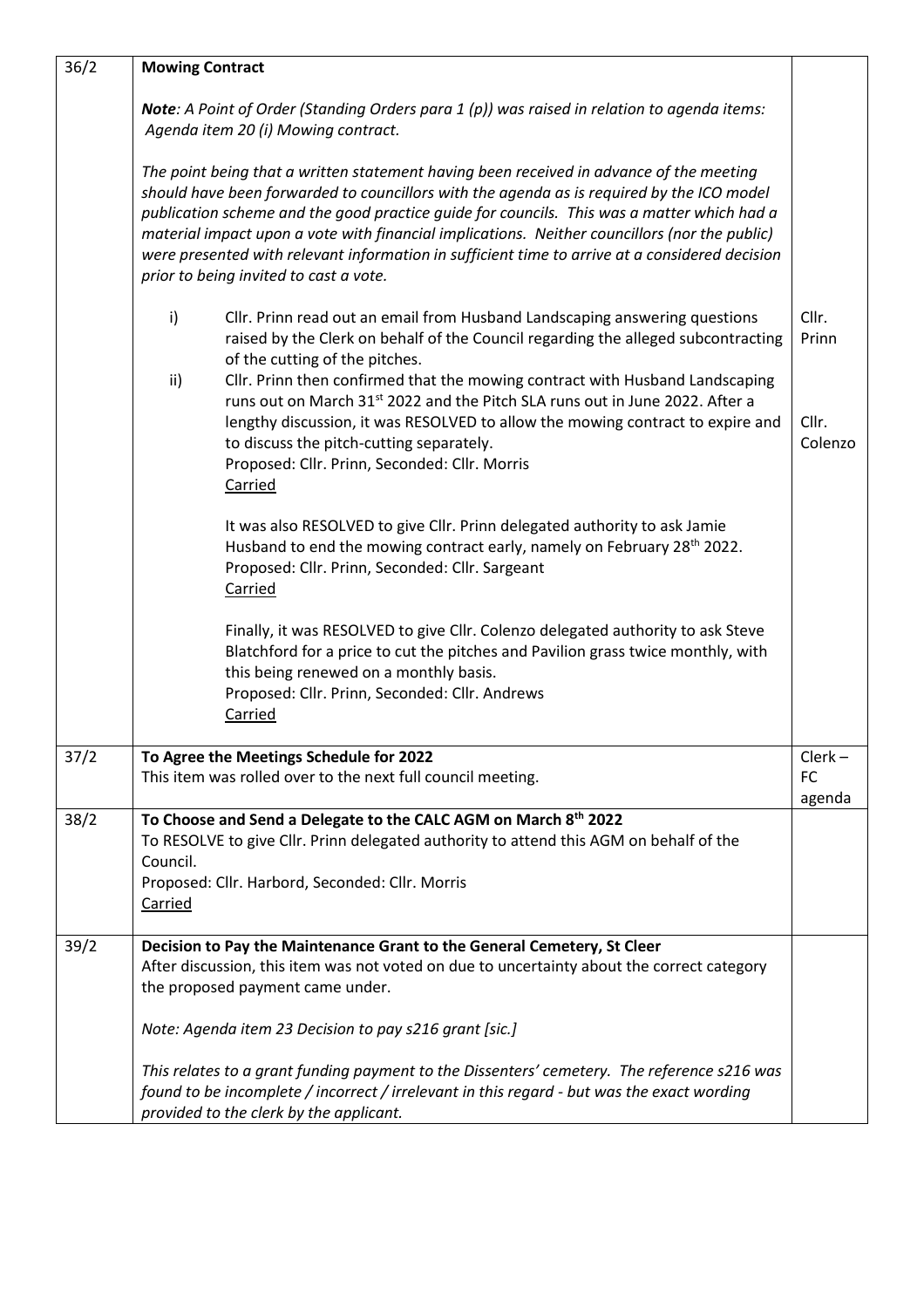| | | |
|---|---|---|
| 36/2 | **Mowing Contract**<br><br>***Note**: A Point of Order (Standing Orders para 1 (p)) was raised in relation to agenda items: Agenda item 20 (i) Mowing contract.*<br><br>*The point being that a written statement having been received in advance of the meeting should have been forwarded to councillors with the agenda as is required by the ICO model publication scheme and the good practice guide for councils. This was a matter which had a material impact upon a vote with financial implications. Neither councillors (nor the public) were presented with relevant information in sufficient time to arrive at a considered decision prior to being invited to cast a vote.*<br><br>i) Cllr. Prinn read out an email from Husband Landscaping answering questions raised by the Clerk on behalf of the Council regarding the alleged subcontracting of the cutting of the pitches.<br>ii) Cllr. Prinn then confirmed that the mowing contract with Husband Landscaping runs out on March 31st 2022 and the Pitch SLA runs out in June 2022. After a lengthy discussion, it was RESOLVED to allow the mowing contract to expire and to discuss the pitch-cutting separately.<br>Proposed: Cllr. Prinn, Seconded: Cllr. Morris<br><u>Carried</u><br><br>It was also RESOLVED to give Cllr. Prinn delegated authority to ask Jamie Husband to end the mowing contract early, namely on February 28th 2022.<br>Proposed: Cllr. Prinn, Seconded: Cllr. Sargeant<br><u>Carried</u><br><br>Finally, it was RESOLVED to give Cllr. Colenzo delegated authority to ask Steve Blatchford for a price to cut the pitches and Pavilion grass twice monthly, with this being renewed on a monthly basis.<br>Proposed: Cllr. Prinn, Seconded: Cllr. Andrews<br><u>Carried</u> | Cllr. Prinn<br><br>Cllr. Colenzo |
| 37/2 | **To Agree the Meetings Schedule for 2022**<br>This item was rolled over to the next full council meeting. | Clerk – FC agenda |
| 38/2 | **To Choose and Send a Delegate to the CALC AGM on March 8th 2022**<br>To RESOLVE to give Cllr. Prinn delegated authority to attend this AGM on behalf of the Council.<br>Proposed: Cllr. Harbord, Seconded: Cllr. Morris<br><u>Carried</u> | |
| 39/2 | **Decision to Pay the Maintenance Grant to the General Cemetery, St Cleer**<br>After discussion, this item was not voted on due to uncertainty about the correct category the proposed payment came under.<br><br>*Note: Agenda item 23 Decision to pay s216 grant [sic.]*<br><br>*This relates to a grant funding payment to the Dissenters' cemetery. The reference s216 was found to be incomplete / incorrect / irrelevant in this regard - but was the exact wording provided to the clerk by the applicant.* | |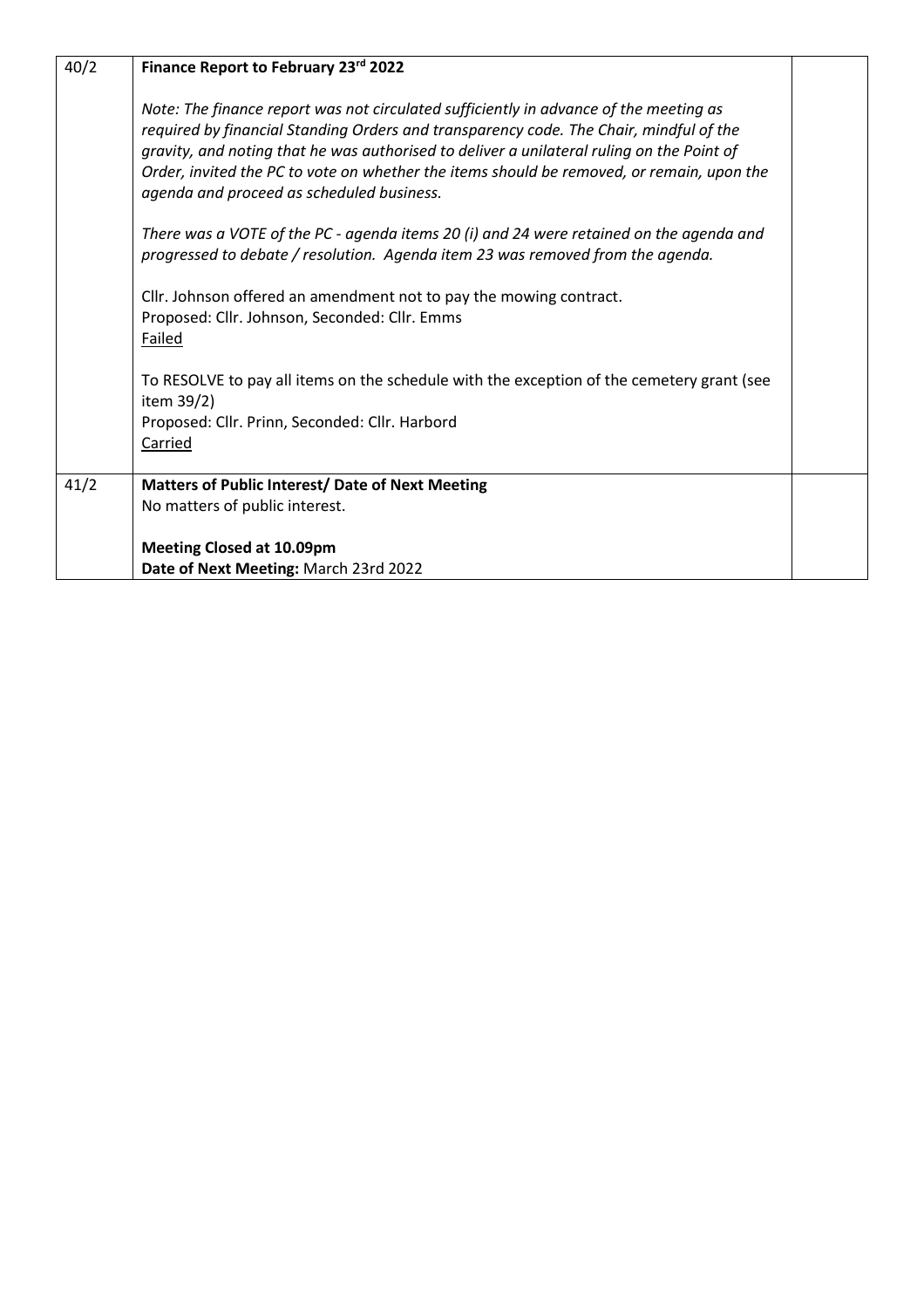| | | |
|---|---|---|
| 40/2 | **Finance Report to February 23rd 2022**<br><br>*Note: The finance report was not circulated sufficiently in advance of the meeting as required by financial Standing Orders and transparency code. The Chair, mindful of the gravity, and noting that he was authorised to deliver a unilateral ruling on the Point of Order, invited the PC to vote on whether the items should be removed, or remain, upon the agenda and proceed as scheduled business.*<br><br>*There was a VOTE of the PC - agenda items 20 (i) and 24 were retained on the agenda and progressed to debate / resolution. Agenda item 23 was removed from the agenda.*<br><br>Cllr. Johnson offered an amendment not to pay the mowing contract.<br>Proposed: Cllr. Johnson, Seconded: Cllr. Emms<br>Failed<br><br>To RESOLVE to pay all items on the schedule with the exception of the cemetery grant (see item 39/2)<br>Proposed: Cllr. Prinn, Seconded: Cllr. Harbord<br>Carried | |
| 41/2 | **Matters of Public Interest/ Date of Next Meeting**<br>No matters of public interest.<br><br>**Meeting Closed at 10.09pm**<br>**Date of Next Meeting:** March 23rd 2022 | |